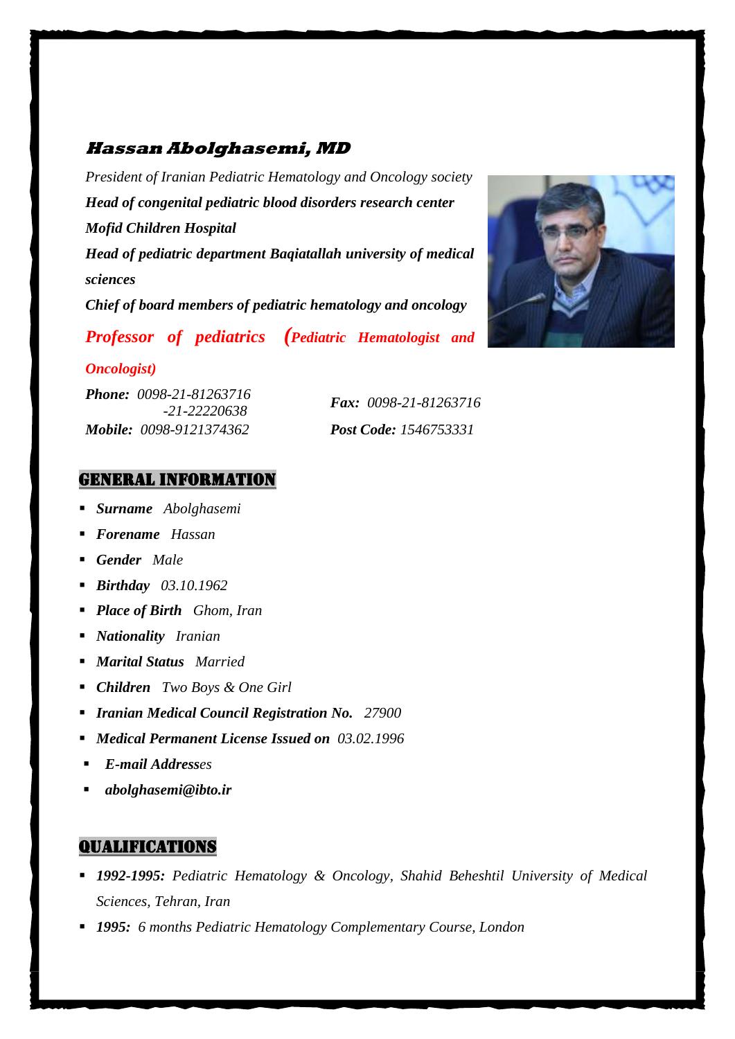# ***Hassan Abolghasemi, MD***

*President of Iranian Pediatric Hematology and Oncology society*

***Head of congenital pediatric blood disorders research center***

***Mofid Children Hospital***

***Head of pediatric department Baqiatallah university of medical sciences***

***Chief of board members of pediatric hematology and oncology***

***Professor of pediatrics (Pediatric Hematologist and Oncologist)***

***Phone:*** *0098-21-81263716*
*-21-22220638*

***Mobile:*** *0098-9121374362*

***Fax:*** *0098-21-81263716*

***Post Code:*** *1546753331*

## GENERAL INFORMATION

- ***Surname*** *Abolghasemi*
- ***Forename*** *Hassan*
- ***Gender*** *Male*
- ***Birthday*** *03.10.1962*
- ***Place of Birth*** *Ghom, Iran*
- ***Nationality*** *Iranian*
- ***Marital Status*** *Married*
- ***Children*** *Two Boys & One Girl*
- ***Iranian Medical Council Registration No.*** *27900*
- ***Medical Permanent License Issued on*** *03.02.1996*
- ***E-mail Addresses***
- ***abolghasemi@ibto.ir***

## QUALIFICATIONS

- ***1992-1995:*** *Pediatric Hematology & Oncology, Shahid Beheshtil University of Medical Sciences, Tehran, Iran*
- ***1995:*** *6 months Pediatric Hematology Complementary Course, London*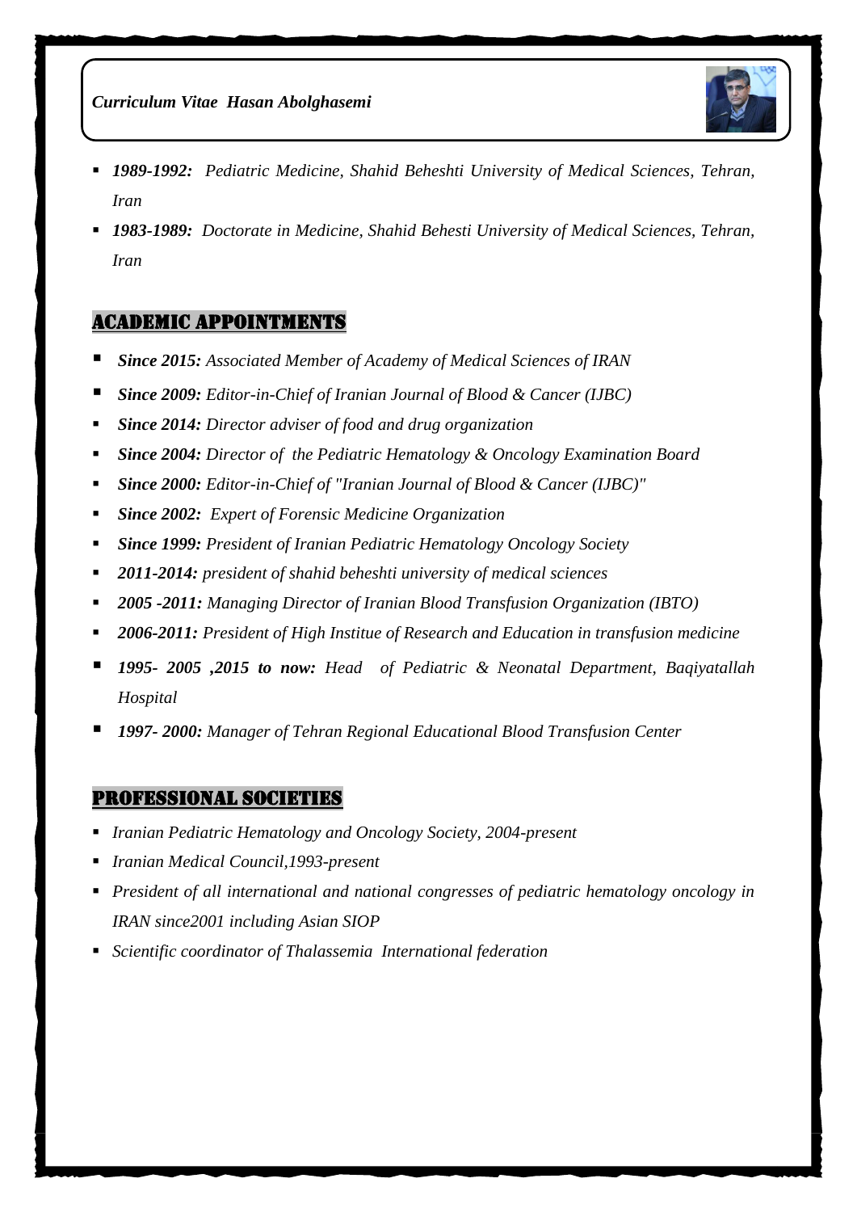*Curriculum Vitae Hasan Abolghasemi*

- ***1989-1992:*** *Pediatric Medicine, Shahid Beheshti University of Medical Sciences, Tehran, Iran*
- ***1983-1989:*** *Doctorate in Medicine, Shahid Behesti University of Medical Sciences, Tehran, Iran*

## ACADEMIC APPOINTMENTS

- ***Since 2015:*** *Associated Member of Academy of Medical Sciences of IRAN*
- ***Since 2009:*** *Editor-in-Chief of Iranian Journal of Blood & Cancer (IJBC)*
- ***Since 2014:*** *Director adviser of food and drug organization*
- ***Since 2004:*** *Director of the Pediatric Hematology & Oncology Examination Board*
- ***Since 2000:*** *Editor-in-Chief of "Iranian Journal of Blood & Cancer (IJBC)"*
- ***Since 2002:*** *Expert of Forensic Medicine Organization*
- ***Since 1999:*** *President of Iranian Pediatric Hematology Oncology Society*
- ***2011-2014:*** *president of shahid beheshti university of medical sciences*
- ***2005 -2011:*** *Managing Director of Iranian Blood Transfusion Organization (IBTO)*
- ***2006-2011:*** *President of High Institue of Research and Education in transfusion medicine*
- ***1995- 2005 ,2015 to now:*** *Head of Pediatric & Neonatal Department, Baqiyatallah Hospital*
- ***1997- 2000:*** *Manager of Tehran Regional Educational Blood Transfusion Center*

## PROFESSIONAL SOCIETIES

- *Iranian Pediatric Hematology and Oncology Society, 2004-present*
- *Iranian Medical Council,1993-present*
- *President of all international and national congresses of pediatric hematology oncology in IRAN since2001 including Asian SIOP*
- *Scientific coordinator of Thalassemia International federation*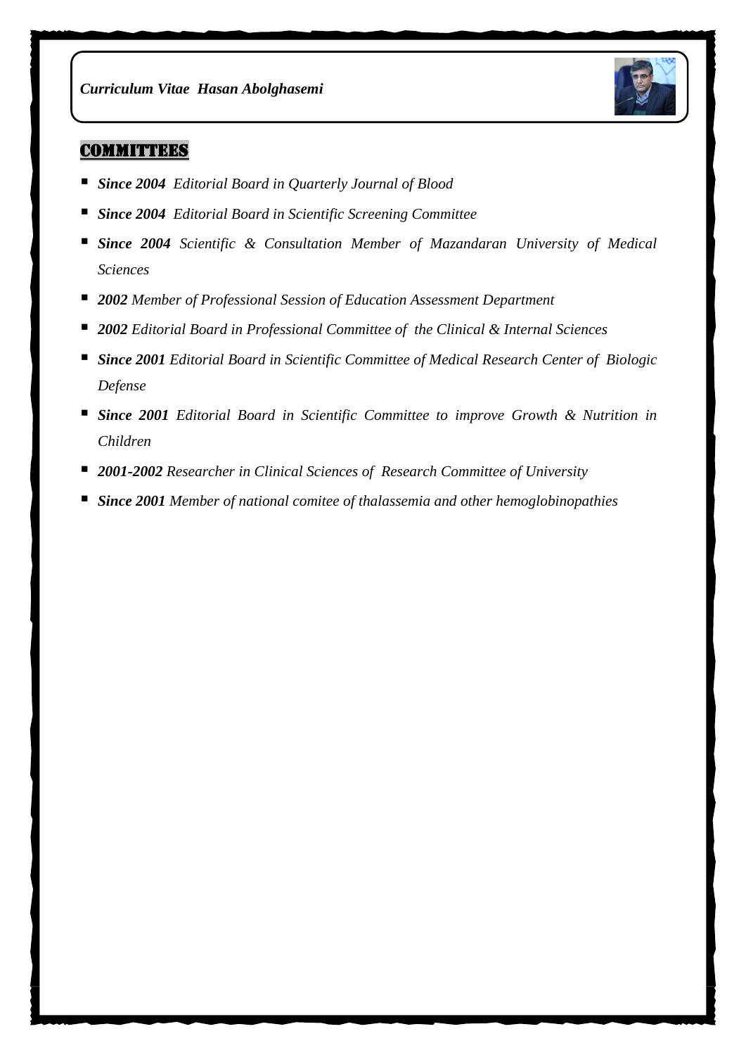## COMMITTEES

- ***Since 2004*** *Editorial Board in Quarterly Journal of Blood*
- ***Since 2004*** *Editorial Board in Scientific Screening Committee*
- ***Since 2004*** *Scientific & Consultation Member of Mazandaran University of Medical Sciences*
- ***2002*** *Member of Professional Session of Education Assessment Department*
- ***2002*** *Editorial Board in Professional Committee of the Clinical & Internal Sciences*
- ***Since 2001*** *Editorial Board in Scientific Committee of Medical Research Center of Biologic Defense*
- ***Since 2001*** *Editorial Board in Scientific Committee to improve Growth & Nutrition in Children*
- ***2001-2002*** *Researcher in Clinical Sciences of Research Committee of University*
- ***Since 2001*** *Member of national comitee of thalassemia and other hemoglobinopathies*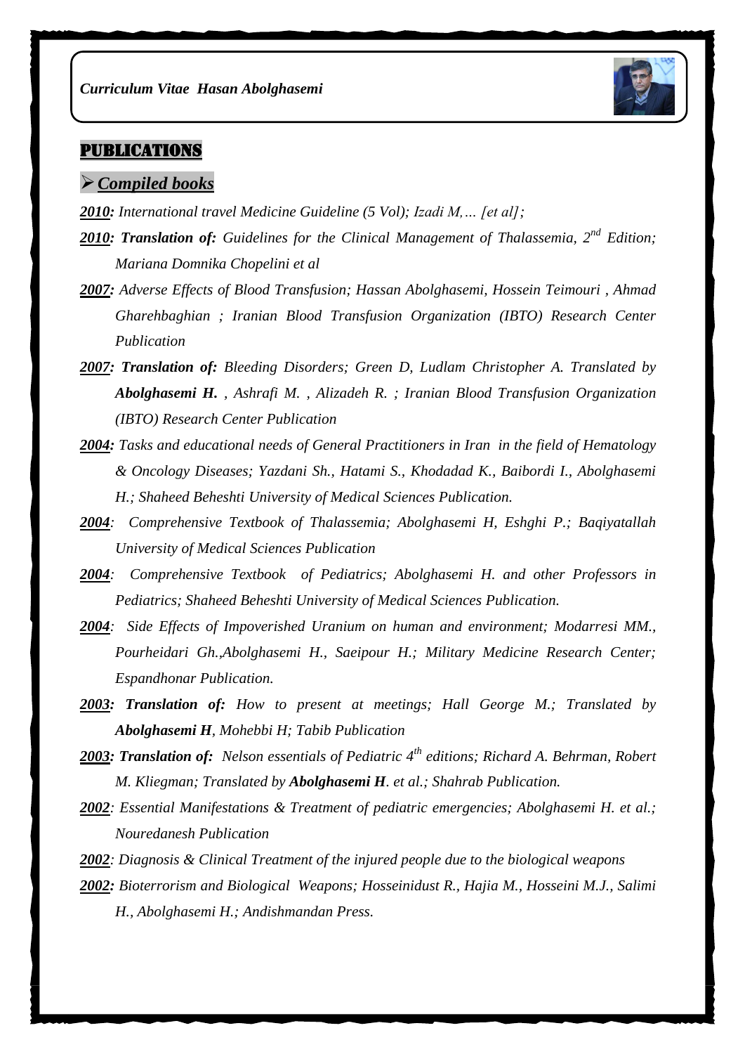## PUBLICATIONS

### ➢ *Compiled books*

***2010:*** *International travel Medicine Guideline (5 Vol); Izadi M,… [et al];*

***2010: Translation of:*** *Guidelines for the Clinical Management of Thalassemia, 2nd Edition; Mariana Domnika Chopelini et al*

***2007:*** *Adverse Effects of Blood Transfusion; Hassan Abolghasemi, Hossein Teimouri , Ahmad Gharehbaghian ; Iranian Blood Transfusion Organization (IBTO) Research Center Publication*

***2007: Translation of:*** *Bleeding Disorders; Green D, Ludlam Christopher A. Translated by* ***Abolghasemi H.*** *, Ashrafi M. , Alizadeh R. ; Iranian Blood Transfusion Organization (IBTO) Research Center Publication*

***2004:*** *Tasks and educational needs of General Practitioners in Iran in the field of Hematology & Oncology Diseases; Yazdani Sh., Hatami S., Khodadad K., Baibordi I., Abolghasemi H.; Shaheed Beheshti University of Medical Sciences Publication.*

***2004****: Comprehensive Textbook of Thalassemia; Abolghasemi H, Eshghi P.; Baqiyatallah University of Medical Sciences Publication*

***2004****: Comprehensive Textbook of Pediatrics; Abolghasemi H. and other Professors in Pediatrics; Shaheed Beheshti University of Medical Sciences Publication.*

***2004****: Side Effects of Impoverished Uranium on human and environment; Modarresi MM., Pourheidari Gh.,Abolghasemi H., Saeipour H.; Military Medicine Research Center; Espandhonar Publication.*

***2003: Translation of:*** *How to present at meetings; Hall George M.; Translated by* ***Abolghasemi H****, Mohebbi H; Tabib Publication*

***2003: Translation of:*** *Nelson essentials of Pediatric 4th editions; Richard A. Behrman, Robert M. Kliegman; Translated by* ***Abolghasemi H****. et al.; Shahrab Publication.*

***2002****: Essential Manifestations & Treatment of pediatric emergencies; Abolghasemi H. et al.; Nouredanesh Publication*

***2002****: Diagnosis & Clinical Treatment of the injured people due to the biological weapons*

***2002:*** *Bioterrorism and Biological Weapons; Hosseinidust R., Hajia M., Hosseini M.J., Salimi H., Abolghasemi H.; Andishmandan Press.*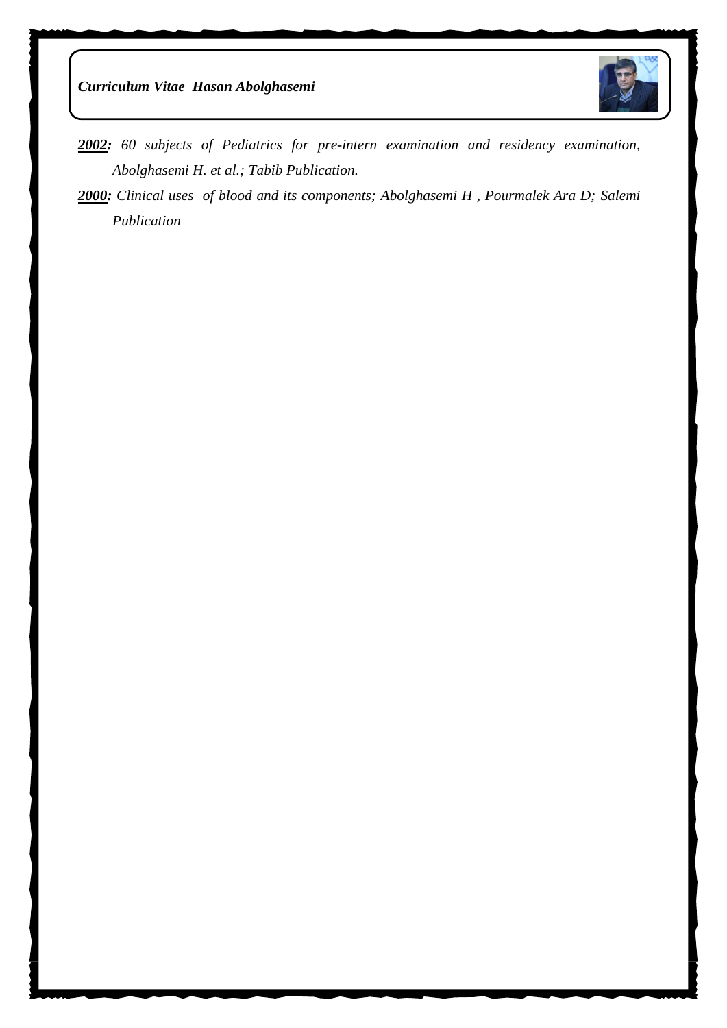***2002:*** *60 subjects of Pediatrics for pre-intern examination and residency examination, Abolghasemi H. et al.; Tabib Publication.*

***2000:*** *Clinical uses of blood and its components; Abolghasemi H , Pourmalek Ara D; Salemi Publication*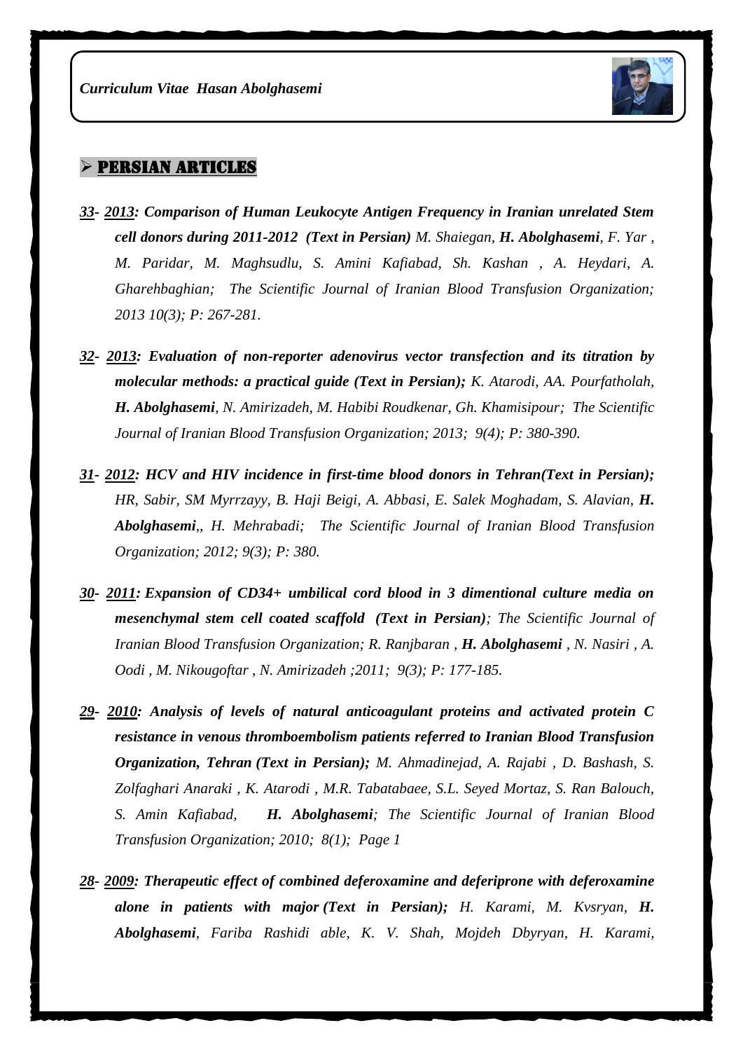## ➢ PERSIAN ARTICLES

***33- 2013: Comparison of Human Leukocyte Antigen Frequency in Iranian unrelated Stem cell donors during 2011-2012 (Text in Persian)*** *M. Shaiegan,* ***H. Abolghasemi****, F. Yar , M. Paridar, M. Maghsudlu, S. Amini Kafiabad, Sh. Kashan , A. Heydari, A. Gharehbaghian; The Scientific Journal of Iranian Blood Transfusion Organization; 2013 10(3); P: 267-281.*

***32- 2013: Evaluation of non-reporter adenovirus vector transfection and its titration by molecular methods: a practical guide (Text in Persian);*** *K. Atarodi, AA. Pourfatholah,* ***H. Abolghasemi****, N. Amirizadeh, M. Habibi Roudkenar, Gh. Khamisipour; The Scientific Journal of Iranian Blood Transfusion Organization; 2013; 9(4); P: 380-390.*

***31- 2012: HCV and HIV incidence in first-time blood donors in Tehran(Text in Persian);*** *HR, Sabir, SM Myrrzayy, B. Haji Beigi, A. Abbasi, E. Salek Moghadam, S. Alavian,* ***H. Abolghasemi****,, H. Mehrabadi; The Scientific Journal of Iranian Blood Transfusion Organization; 2012; 9(3); P: 380.*

***30- 2011: Expansion of CD34+ umbilical cord blood in 3 dimentional culture media on mesenchymal stem cell coated scaffold (Text in Persian)****; The Scientific Journal of Iranian Blood Transfusion Organization; R. Ranjbaran ,* ***H. Abolghasemi*** *, N. Nasiri , A. Oodi , M. Nikougoftar , N. Amirizadeh ;2011; 9(3); P: 177-185.*

***29- 2010: Analysis of levels of natural anticoagulant proteins and activated protein C resistance in venous thromboembolism patients referred to Iranian Blood Transfusion Organization, Tehran (Text in Persian);*** *M. Ahmadinejad, A. Rajabi , D. Bashash, S. Zolfaghari Anaraki , K. Atarodi , M.R. Tabatabaee, S.L. Seyed Mortaz, S. Ran Balouch, S. Amin Kafiabad,* ***H. Abolghasemi****; The Scientific Journal of Iranian Blood Transfusion Organization; 2010; 8(1); Page 1*

***28- 2009: Therapeutic effect of combined deferoxamine and deferiprone with deferoxamine alone in patients with major (Text in Persian);*** *H. Karami, M. Kvsryan,* ***H. Abolghasemi****, Fariba Rashidi able, K. V. Shah, Mojdeh Dbyryan, H. Karami,*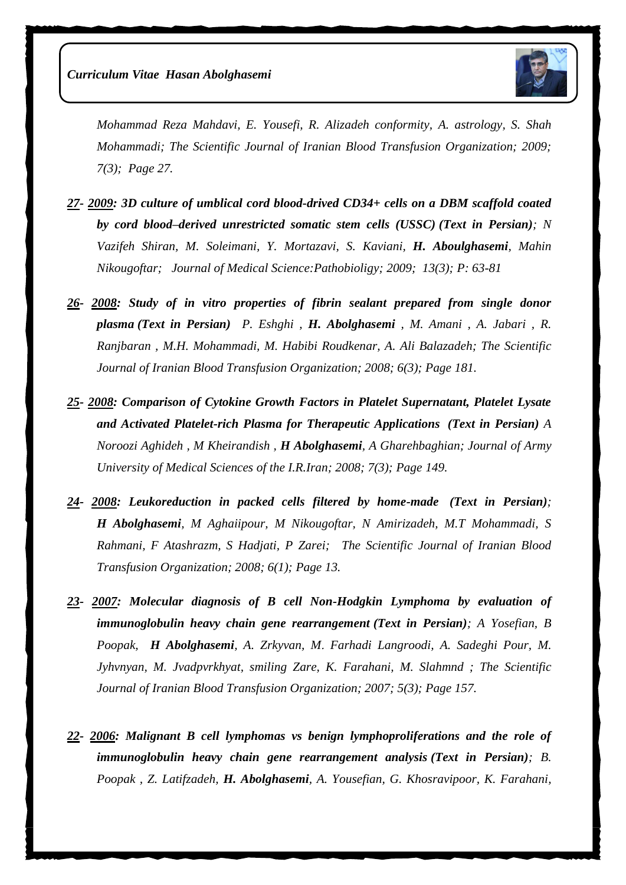*Mohammad Reza Mahdavi, E. Yousefi, R. Alizadeh conformity, A. astrology, S. Shah Mohammadi; The Scientific Journal of Iranian Blood Transfusion Organization; 2009; 7(3); Page 27.*

***27- 2009: 3D culture of umblical cord blood-drived CD34+ cells on a DBM scaffold coated by cord blood–derived unrestricted somatic stem cells (USSC) (Text in Persian)****; N Vazifeh Shiran, M. Soleimani, Y. Mortazavi, S. Kaviani,* ***H. Aboulghasemi****, Mahin Nikougoftar; Journal of Medical Science:Pathobioligy; 2009; 13(3); P: 63-81*

***26- 2008: Study of in vitro properties of fibrin sealant prepared from single donor plasma (Text in Persian)*** *P. Eshghi ,* ***H. Abolghasemi*** *, M. Amani , A. Jabari , R. Ranjbaran , M.H. Mohammadi, M. Habibi Roudkenar, A. Ali Balazadeh; The Scientific Journal of Iranian Blood Transfusion Organization; 2008; 6(3); Page 181.*

***25- 2008: Comparison of Cytokine Growth Factors in Platelet Supernatant, Platelet Lysate and Activated Platelet-rich Plasma for Therapeutic Applications (Text in Persian)*** *A Noroozi Aghideh , M Kheirandish ,* ***H Abolghasemi****, A Gharehbaghian; Journal of Army University of Medical Sciences of the I.R.Iran; 2008; 7(3); Page 149.*

***24- 2008: Leukoreduction in packed cells filtered by home-made (Text in Persian)****;* ***H Abolghasemi****, M Aghaiipour, M Nikougoftar, N Amirizadeh, M.T Mohammadi, S Rahmani, F Atashrazm, S Hadjati, P Zarei; The Scientific Journal of Iranian Blood Transfusion Organization; 2008; 6(1); Page 13.*

***23- 2007: Molecular diagnosis of B cell Non-Hodgkin Lymphoma by evaluation of immunoglobulin heavy chain gene rearrangement (Text in Persian)****; A Yosefian, B Poopak,* ***H Abolghasemi****, A. Zrkyvan, M. Farhadi Langroodi, A. Sadeghi Pour, M. Jyhvnyan, M. Jvadpvrkhyat, smiling Zare, K. Farahani, M. Slahmnd ; The Scientific Journal of Iranian Blood Transfusion Organization; 2007; 5(3); Page 157.*

***22- 2006: Malignant B cell lymphomas vs benign lymphoproliferations and the role of immunoglobulin heavy chain gene rearrangement analysis (Text in Persian)****; B. Poopak , Z. Latifzadeh,* ***H. Abolghasemi****, A. Yousefian, G. Khosravipoor, K. Farahani,*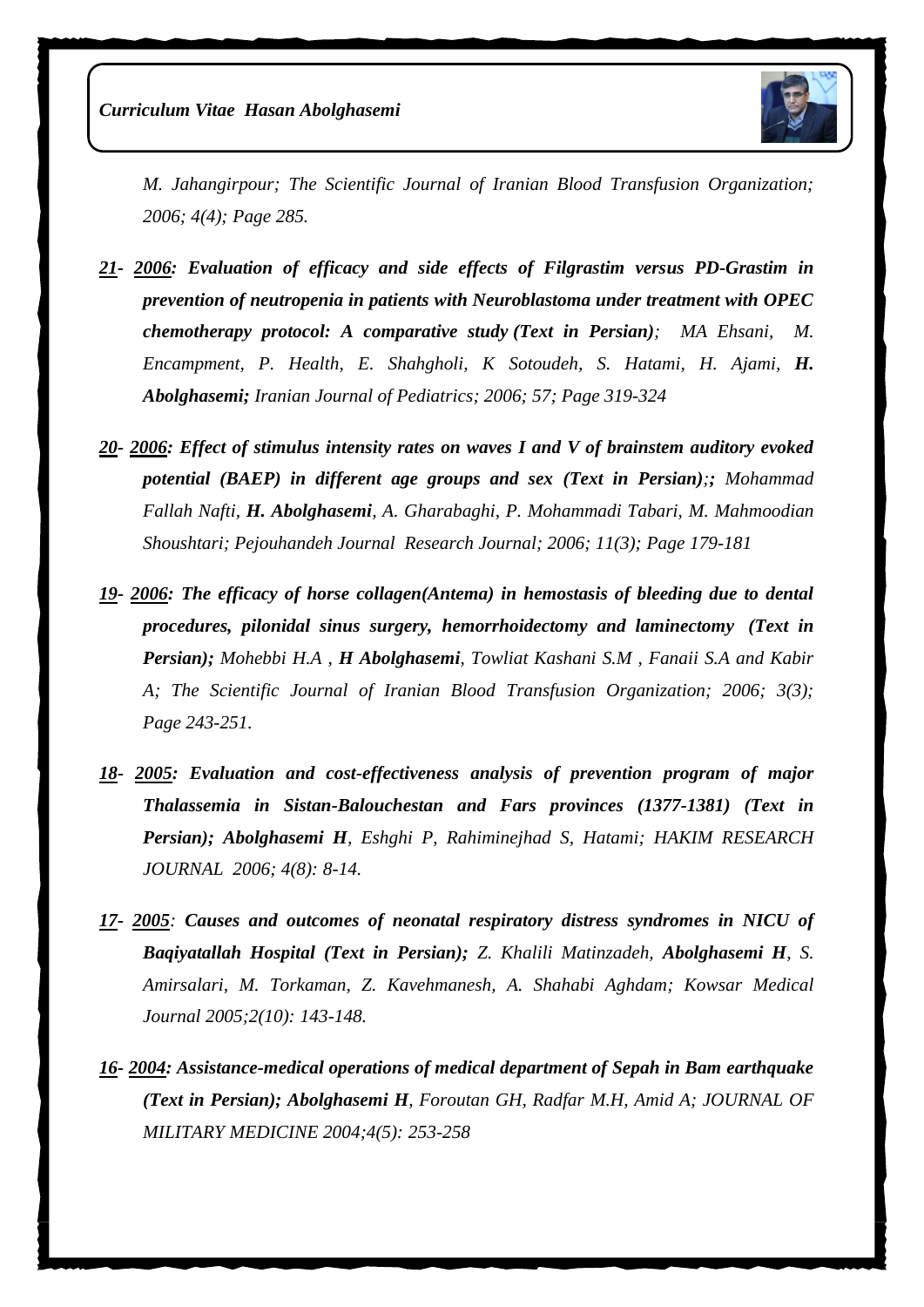*M. Jahangirpour; The Scientific Journal of Iranian Blood Transfusion Organization; 2006; 4(4); Page 285.*

***21- 2006: Evaluation of efficacy and side effects of Filgrastim versus PD-Grastim in prevention of neutropenia in patients with Neuroblastoma under treatment with OPEC chemotherapy protocol: A comparative study (Text in Persian)****; MA Ehsani, M. Encampment, P. Health, E. Shahgholi, K Sotoudeh, S. Hatami, H. Ajami,* ***H. Abolghasemi;*** *Iranian Journal of Pediatrics; 2006; 57; Page 319-324*

***20- 2006: Effect of stimulus intensity rates on waves I and V of brainstem auditory evoked potential (BAEP) in different age groups and sex (Text in Persian);;*** *Mohammad Fallah Nafti,* ***H. Abolghasemi****, A. Gharabaghi, P. Mohammadi Tabari, M. Mahmoodian Shoushtari; Pejouhandeh Journal Research Journal; 2006; 11(3); Page 179-181*

***19- 2006: The efficacy of horse collagen(Antema) in hemostasis of bleeding due to dental procedures, pilonidal sinus surgery, hemorrhoidectomy and laminectomy (Text in Persian);*** *Mohebbi H.A ,* ***H Abolghasemi****, Towliat Kashani S.M , Fanaii S.A and Kabir A; The Scientific Journal of Iranian Blood Transfusion Organization; 2006; 3(3); Page 243-251.*

***18- 2005: Evaluation and cost-effectiveness analysis of prevention program of major Thalassemia in Sistan-Balouchestan and Fars provinces (1377-1381) (Text in Persian); Abolghasemi H****, Eshghi P, Rahiminejhad S, Hatami; HAKIM RESEARCH JOURNAL 2006; 4(8): 8-14.*

***17- 2005****:* ***Causes and outcomes of neonatal respiratory distress syndromes in NICU of Baqiyatallah Hospital (Text in Persian);*** *Z. Khalili Matinzadeh,* ***Abolghasemi H****, S. Amirsalari, M. Torkaman, Z. Kavehmanesh, A. Shahabi Aghdam; Kowsar Medical Journal 2005;2(10): 143-148.*

***16- 2004: Assistance-medical operations of medical department of Sepah in Bam earthquake (Text in Persian); Abolghasemi H****, Foroutan GH, Radfar M.H, Amid A; JOURNAL OF MILITARY MEDICINE 2004;4(5): 253-258*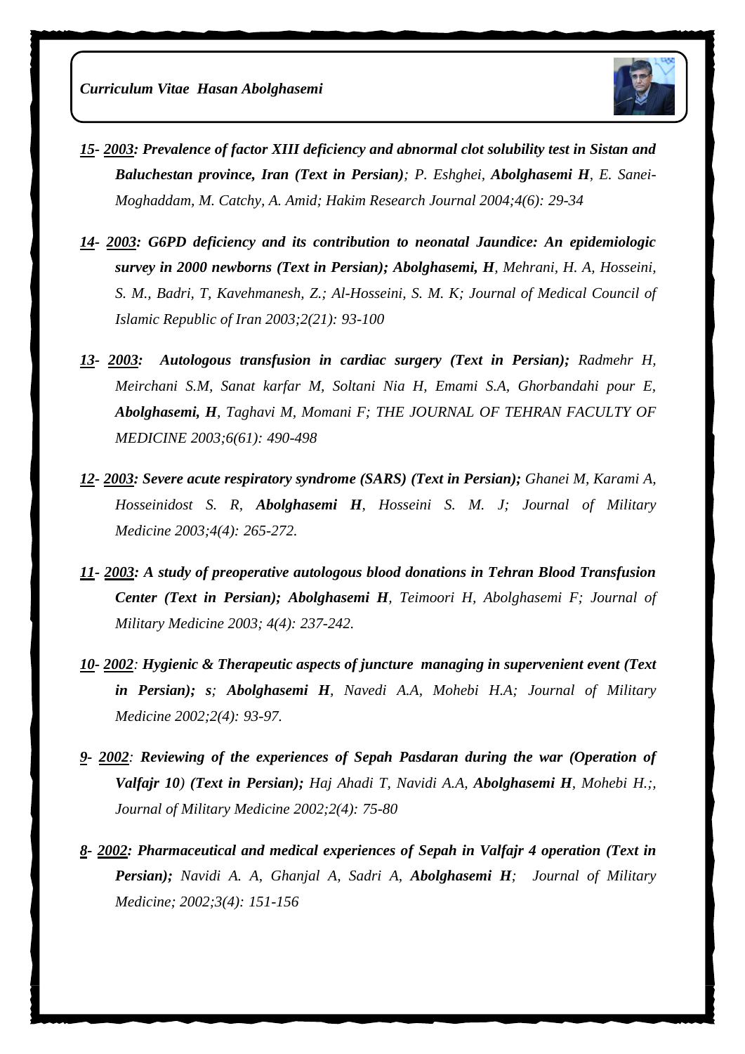***15- 2003: Prevalence of factor XIII deficiency and abnormal clot solubility test in Sistan and Baluchestan province, Iran (Text in Persian)****; P. Eshghei,* ***Abolghasemi H****, E. Sanei-Moghaddam, M. Catchy, A. Amid; Hakim Research Journal 2004;4(6): 29-34*

***14- 2003: G6PD deficiency and its contribution to neonatal Jaundice: An epidemiologic survey in 2000 newborns (Text in Persian); Abolghasemi, H****, Mehrani, H. A, Hosseini, S. M., Badri, T, Kavehmanesh, Z.; Al-Hosseini, S. M. K; Journal of Medical Council of Islamic Republic of Iran 2003;2(21): 93-100*

***13- 2003: Autologous transfusion in cardiac surgery (Text in Persian);*** *Radmehr H, Meirchani S.M, Sanat karfar M, Soltani Nia H, Emami S.A, Ghorbandahi pour E,* ***Abolghasemi, H****, Taghavi M, Momani F; THE JOURNAL OF TEHRAN FACULTY OF MEDICINE 2003;6(61): 490-498*

***12- 2003: Severe acute respiratory syndrome (SARS) (Text in Persian);*** *Ghanei M, Karami A, Hosseinidost S. R,* ***Abolghasemi H****, Hosseini S. M. J; Journal of Military Medicine 2003;4(4): 265-272.*

***11- 2003: A study of preoperative autologous blood donations in Tehran Blood Transfusion Center (Text in Persian); Abolghasemi H****, Teimoori H, Abolghasemi F; Journal of Military Medicine 2003; 4(4): 237-242.*

***10- 2002****:* ***Hygienic & Therapeutic aspects of juncture managing in supervenient event (Text in Persian); s; Abolghasemi H****, Navedi A.A, Mohebi H.A; Journal of Military Medicine 2002;2(4): 93-97.*

***9- 2002****:* ***Reviewing of the experiences of Sepah Pasdaran during the war (Operation of Valfajr 10) (Text in Persian);*** *Haj Ahadi T, Navidi A.A,* ***Abolghasemi H****, Mohebi H.;, Journal of Military Medicine 2002;2(4): 75-80*

***8- 2002: Pharmaceutical and medical experiences of Sepah in Valfajr 4 operation (Text in Persian);*** *Navidi A. A, Ghanjal A, Sadri A,* ***Abolghasemi H****; Journal of Military Medicine; 2002;3(4): 151-156*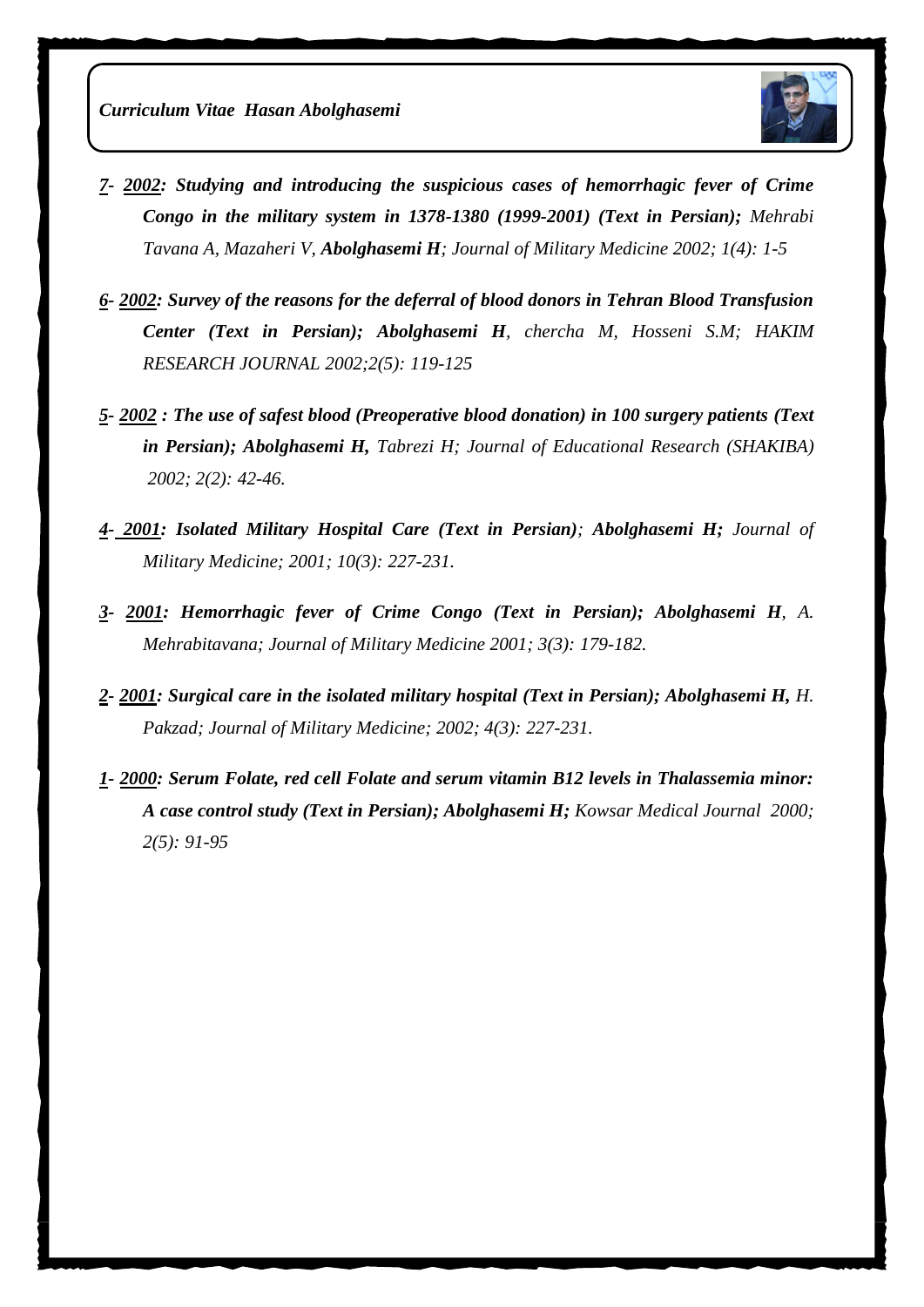***7- 2002: Studying and introducing the suspicious cases of hemorrhagic fever of Crime Congo in the military system in 1378-1380 (1999-2001) (Text in Persian);*** *Mehrabi Tavana A, Mazaheri V,* ***Abolghasemi H****; Journal of Military Medicine 2002; 1(4): 1-5*

***6- 2002: Survey of the reasons for the deferral of blood donors in Tehran Blood Transfusion Center (Text in Persian); Abolghasemi H****, chercha M, Hosseni S.M; HAKIM RESEARCH JOURNAL 2002;2(5): 119-125*

***5- 2002 : The use of safest blood (Preoperative blood donation) in 100 surgery patients (Text in Persian); Abolghasemi H,*** *Tabrezi H; Journal of Educational Research (SHAKIBA) 2002; 2(2): 42-46.*

***4- 2001: Isolated Military Hospital Care (Text in Persian)****;* ***Abolghasemi H;*** *Journal of Military Medicine; 2001; 10(3): 227-231.*

***3- 2001: Hemorrhagic fever of Crime Congo (Text in Persian); Abolghasemi H****, A. Mehrabitavana; Journal of Military Medicine 2001; 3(3): 179-182.*

***2- 2001: Surgical care in the isolated military hospital (Text in Persian); Abolghasemi H,*** *H. Pakzad; Journal of Military Medicine; 2002; 4(3): 227-231.*

***1- 2000: Serum Folate, red cell Folate and serum vitamin B12 levels in Thalassemia minor: A case control study (Text in Persian); Abolghasemi H;*** *Kowsar Medical Journal 2000; 2(5): 91-95*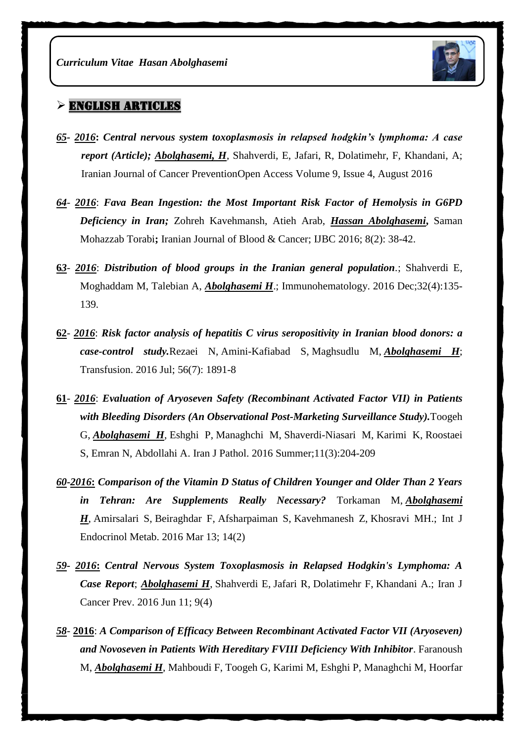## ➢ ENGLISH ARTICLES

*65- 2016*: ***Central nervous system toxoplasmosis in relapsed hodgkin's lymphoma: A case report (Article);*** ***Abolghasemi, H***, Shahverdi, E, Jafari, R, Dolatimehr, F, Khandani, A; Iranian Journal of Cancer PreventionOpen Access Volume 9, Issue 4, August 2016

*64- 2016*: ***Fava Bean Ingestion: the Most Important Risk Factor of Hemolysis in G6PD Deficiency in Iran;*** Zohreh Kavehmansh, Atieh Arab, ***Hassan Abolghasemi,*** Saman Mohazzab Torabi**;** Iranian Journal of Blood & Cancer; IJBC 2016; 8(2): 38-42.

**63**- *2016*: ***Distribution of blood groups in the Iranian general population***.; Shahverdi E, Moghaddam M, Talebian A, ***Abolghasemi H***.; Immunohematology. 2016 Dec;32(4):135-139.

**62**- *2016*: ***Risk factor analysis of hepatitis C virus seropositivity in Iranian blood donors: a case-control study.*** Rezaei N, Amini-Kafiabad S, Maghsudlu M, ***Abolghasemi H***; Transfusion. 2016 Jul; 56(7): 1891-8

**61**- *2016*: ***Evaluation of Aryoseven Safety (Recombinant Activated Factor VII) in Patients with Bleeding Disorders (An Observational Post-Marketing Surveillance Study).*** Toogeh G, ***Abolghasemi H***, Eshghi P, Managhchi M, Shaverdi-Niasari M, Karimi K, Roostaei S, Emran N, Abdollahi A. Iran J Pathol. 2016 Summer;11(3):204-209

*60-2016*: ***Comparison of the Vitamin D Status of Children Younger and Older Than 2 Years in Tehran: Are Supplements Really Necessary?*** Torkaman M, ***Abolghasemi H***, Amirsalari S, Beiraghdar F, Afsharpaiman S, Kavehmanesh Z, Khosravi MH.; Int J Endocrinol Metab. 2016 Mar 13; 14(2)

*59- 2016*: ***Central Nervous System Toxoplasmosis in Relapsed Hodgkin's Lymphoma: A Case Report***; ***Abolghasemi H***, Shahverdi E, Jafari R, Dolatimehr F, Khandani A.; Iran J Cancer Prev. 2016 Jun 11; 9(4)

*58*- **2016**: ***A Comparison of Efficacy Between Recombinant Activated Factor VII (Aryoseven) and Novoseven in Patients With Hereditary FVIII Deficiency With Inhibitor***. Faranoush M, ***Abolghasemi H***, Mahboudi F, Toogeh G, Karimi M, Eshghi P, Managhchi M, Hoorfar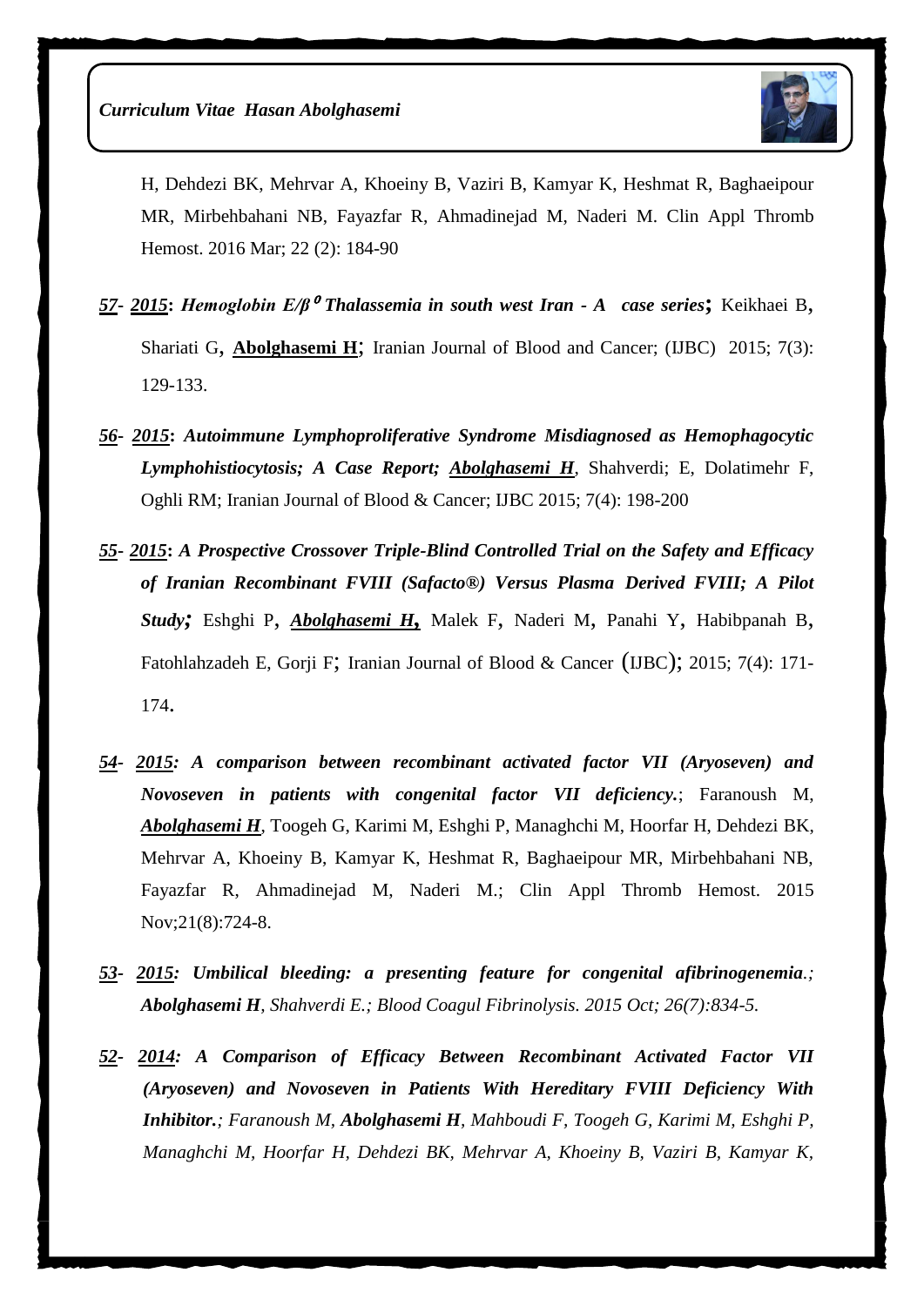H, Dehdezi BK, Mehrvar A, Khoeiny B, Vaziri B, Kamyar K, Heshmat R, Baghaeipour MR, Mirbehbahani NB, Fayazfar R, Ahmadinejad M, Naderi M. Clin Appl Thromb Hemost. 2016 Mar; 22 (2): 184-90

*__57__*- *__2015__*: ***Hemoglobin E/β$^0$ Thalassemia in south west Iran - A case series***; Keikhaei B, Shariati G, **__Abolghasemi H__**; Iranian Journal of Blood and Cancer; (IJBC) 2015; 7(3): 129-133.

*__56__*- *__2015__*: ***Autoimmune Lymphoproliferative Syndrome Misdiagnosed as Hemophagocytic Lymphohistiocytosis; A Case Report; __Abolghasemi H__***, Shahverdi; E, Dolatimehr F, Oghli RM; Iranian Journal of Blood & Cancer; IJBC 2015; 7(4): 198-200

*__55__*- *__2015__*: ***A Prospective Crossover Triple-Blind Controlled Trial on the Safety and Efficacy of Iranian Recombinant FVIII (Safacto®) Versus Plasma Derived FVIII; A Pilot Study***; Eshghi P, ***__Abolghasemi H,__*** Malek F, Naderi M, Panahi Y, Habibpanah B, Fatohlahzadeh E, Gorji F; Iranian Journal of Blood & Cancer (IJBC); 2015; 7(4): 171-174.

*__54__*- *__2015__*: ***A comparison between recombinant activated factor VII (Aryoseven) and Novoseven in patients with congenital factor VII deficiency.***; Faranoush M, ***__Abolghasemi H__***, Toogeh G, Karimi M, Eshghi P, Managhchi M, Hoorfar H, Dehdezi BK, Mehrvar A, Khoeiny B, Kamyar K, Heshmat R, Baghaeipour MR, Mirbehbahani NB, Fayazfar R, Ahmadinejad M, Naderi M.; Clin Appl Thromb Hemost. 2015 Nov;21(8):724-8.

*__53__*- *__2015__*: ***Umbilical bleeding: a presenting feature for congenital afibrinogenemia.***; ***Abolghasemi H***, *Shahverdi E.; Blood Coagul Fibrinolysis. 2015 Oct; 26(7):834-5.*

*__52__*- *__2014__*: ***A Comparison of Efficacy Between Recombinant Activated Factor VII (Aryoseven) and Novoseven in Patients With Hereditary FVIII Deficiency With Inhibitor.***; *Faranoush M,* ***Abolghasemi H***, *Mahboudi F, Toogeh G, Karimi M, Eshghi P, Managhchi M, Hoorfar H, Dehdezi BK, Mehrvar A, Khoeiny B, Vaziri B, Kamyar K,*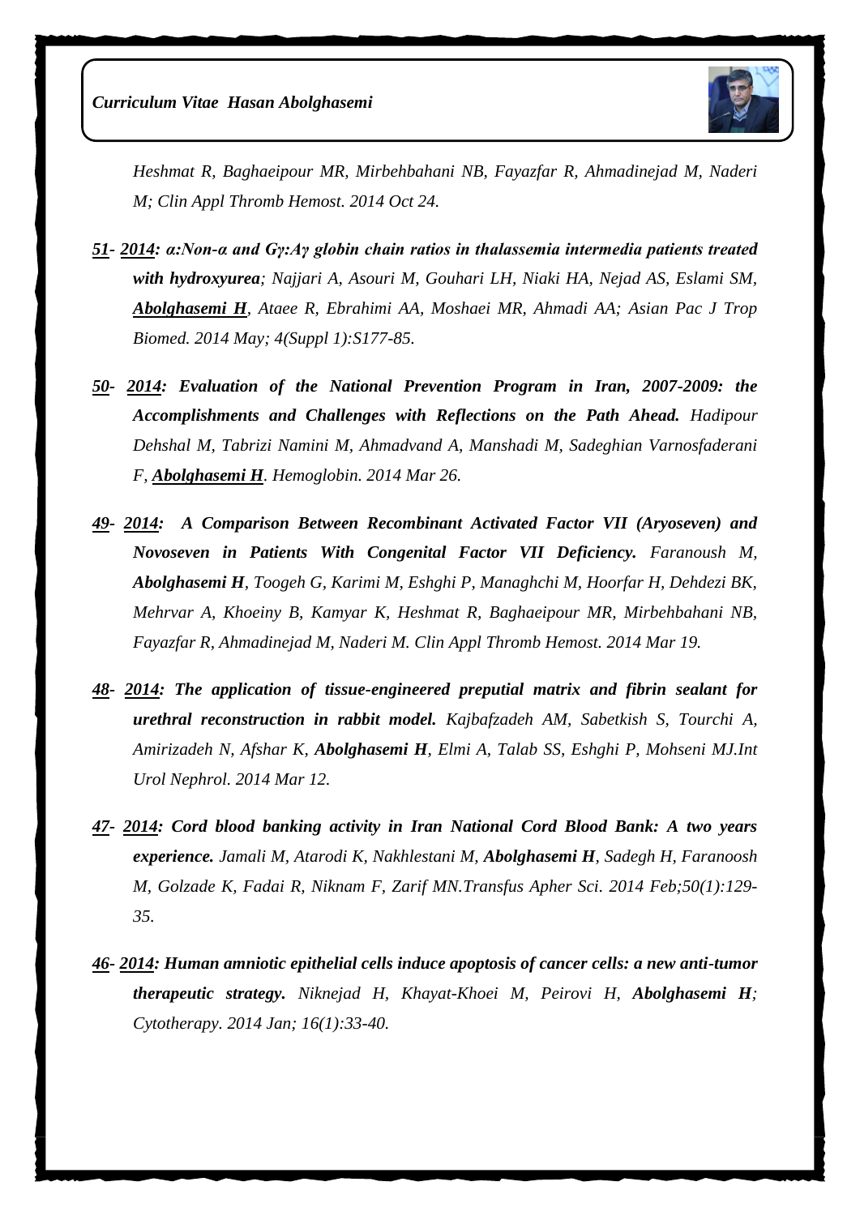*Heshmat R, Baghaeipour MR, Mirbehbahani NB, Fayazfar R, Ahmadinejad M, Naderi M; Clin Appl Thromb Hemost. 2014 Oct 24.*

***51- 2014*****: *α:Non-α and Gγ:Aγ globin chain ratios in thalassemia intermedia patients treated with hydroxyurea***; *Najjari A, Asouri M, Gouhari LH, Niaki HA, Nejad AS, Eslami SM,* ***Abolghasemi H****, Ataee R, Ebrahimi AA, Moshaei MR, Ahmadi AA; Asian Pac J Trop Biomed. 2014 May; 4(Suppl 1):S177-85.*

***50- 2014: Evaluation of the National Prevention Program in Iran, 2007-2009: the Accomplishments and Challenges with Reflections on the Path Ahead.*** *Hadipour Dehshal M, Tabrizi Namini M, Ahmadvand A, Manshadi M, Sadeghian Varnosfaderani F,* ***Abolghasemi H****. Hemoglobin. 2014 Mar 26.*

***49- 2014: A Comparison Between Recombinant Activated Factor VII (Aryoseven) and Novoseven in Patients With Congenital Factor VII Deficiency.*** *Faranoush M,* ***Abolghasemi H****, Toogeh G, Karimi M, Eshghi P, Managhchi M, Hoorfar H, Dehdezi BK, Mehrvar A, Khoeiny B, Kamyar K, Heshmat R, Baghaeipour MR, Mirbehbahani NB, Fayazfar R, Ahmadinejad M, Naderi M. Clin Appl Thromb Hemost. 2014 Mar 19.*

***48- 2014: The application of tissue-engineered preputial matrix and fibrin sealant for urethral reconstruction in rabbit model.*** *Kajbafzadeh AM, Sabetkish S, Tourchi A, Amirizadeh N, Afshar K,* ***Abolghasemi H****, Elmi A, Talab SS, Eshghi P, Mohseni MJ.Int Urol Nephrol. 2014 Mar 12.*

***47- 2014: Cord blood banking activity in Iran National Cord Blood Bank: A two years experience.*** *Jamali M, Atarodi K, Nakhlestani M,* ***Abolghasemi H****, Sadegh H, Faranoosh M, Golzade K, Fadai R, Niknam F, Zarif MN.Transfus Apher Sci. 2014 Feb;50(1):129-35.*

***46- 2014: Human amniotic epithelial cells induce apoptosis of cancer cells: a new anti-tumor therapeutic strategy.*** *Niknejad H, Khayat-Khoei M, Peirovi H,* ***Abolghasemi H****; Cytotherapy. 2014 Jan; 16(1):33-40.*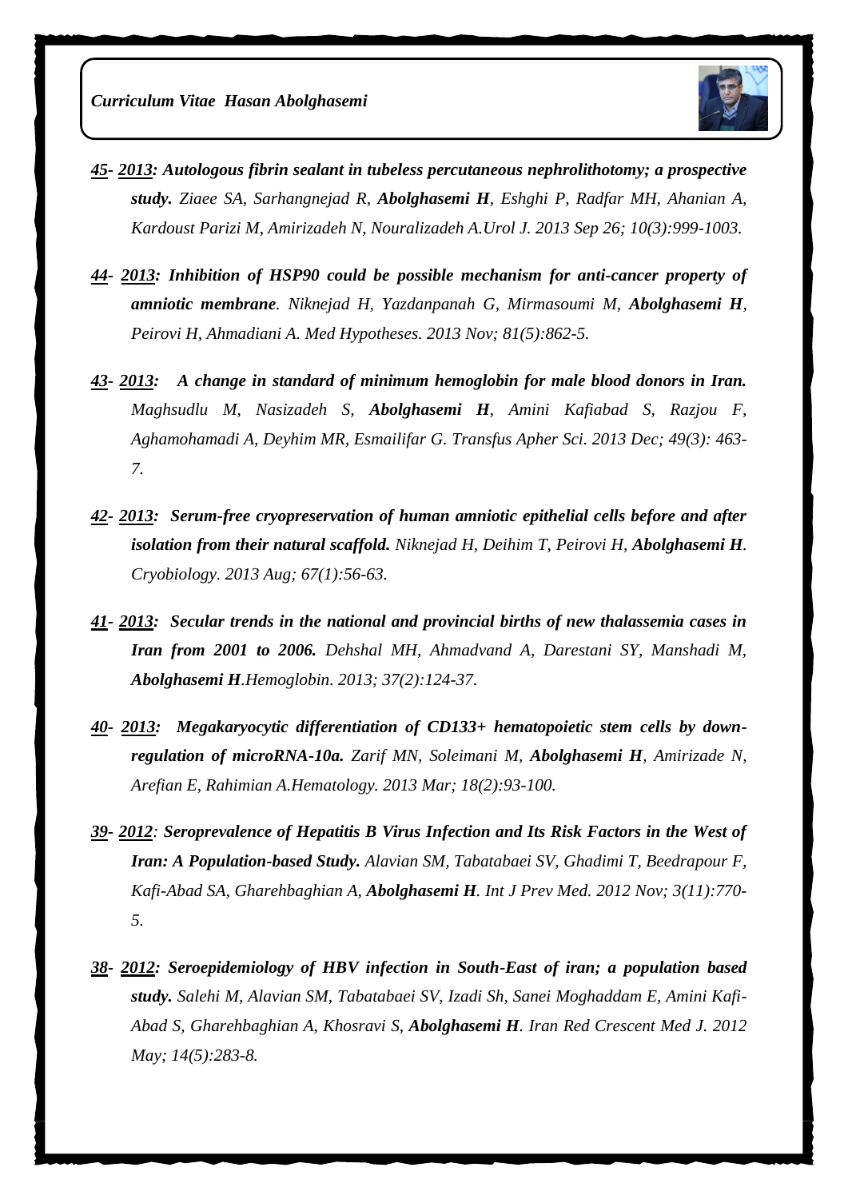***<u>45</u>- <u>2013</u>: Autologous fibrin sealant in tubeless percutaneous nephrolithotomy; a prospective study.*** *Ziaee SA, Sarhangnejad R, **Abolghasemi H**, Eshghi P, Radfar MH, Ahanian A, Kardoust Parizi M, Amirizadeh N, Nouralizadeh A.Urol J. 2013 Sep 26; 10(3):999-1003.*

***<u>44</u>- <u>2013</u>: Inhibition of HSP90 could be possible mechanism for anti-cancer property of amniotic membrane****. Niknejad H, Yazdanpanah G, Mirmasoumi M, **Abolghasemi H**, Peirovi H, Ahmadiani A. Med Hypotheses. 2013 Nov; 81(5):862-5.*

***<u>43</u>- <u>2013</u>: A change in standard of minimum hemoglobin for male blood donors in Iran.*** *Maghsudlu M, Nasizadeh S, **Abolghasemi H**, Amini Kafiabad S, Razjou F, Aghamohamadi A, Deyhim MR, Esmailifar G. Transfus Apher Sci. 2013 Dec; 49(3): 463-7.*

***<u>42</u>- <u>2013</u>: Serum-free cryopreservation of human amniotic epithelial cells before and after isolation from their natural scaffold.*** *Niknejad H, Deihim T, Peirovi H, **Abolghasemi H**. Cryobiology. 2013 Aug; 67(1):56-63.*

***<u>41</u>- <u>2013</u>: Secular trends in the national and provincial births of new thalassemia cases in Iran from 2001 to 2006.*** *Dehshal MH, Ahmadvand A, Darestani SY, Manshadi M, **Abolghasemi H**.Hemoglobin. 2013; 37(2):124-37.*

***<u>40</u>- <u>2013</u>: Megakaryocytic differentiation of CD133+ hematopoietic stem cells by down-regulation of microRNA-10a.*** *Zarif MN, Soleimani M, **Abolghasemi H**, Amirizade N, Arefian E, Rahimian A.Hematology. 2013 Mar; 18(2):93-100.*

***<u>39</u>- <u>2012</u>: Seroprevalence of Hepatitis B Virus Infection and Its Risk Factors in the West of Iran: A Population-based Study.*** *Alavian SM, Tabatabaei SV, Ghadimi T, Beedrapour F, Kafi-Abad SA, Gharehbaghian A, **Abolghasemi H**. Int J Prev Med. 2012 Nov; 3(11):770-5.*

***<u>38</u>- <u>2012</u>: Seroepidemiology of HBV infection in South-East of iran; a population based study.*** *Salehi M, Alavian SM, Tabatabaei SV, Izadi Sh, Sanei Moghaddam E, Amini Kafi-Abad S, Gharehbaghian A, Khosravi S, **Abolghasemi H**. Iran Red Crescent Med J. 2012 May; 14(5):283-8.*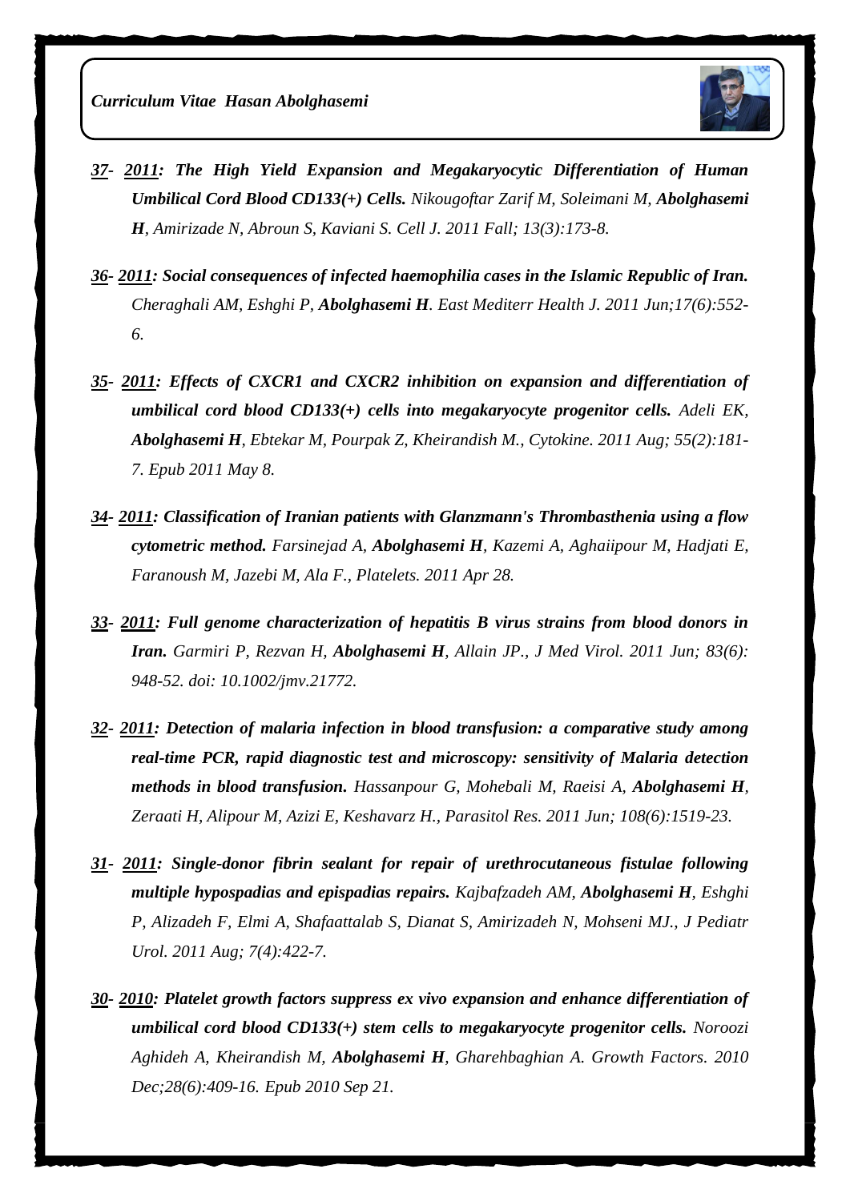***37- 2011: The High Yield Expansion and Megakaryocytic Differentiation of Human Umbilical Cord Blood CD133(+) Cells.*** *Nikougoftar Zarif M, Soleimani M,* ***Abolghasemi H****, Amirizade N, Abroun S, Kaviani S. Cell J. 2011 Fall; 13(3):173-8.*

***36- 2011: Social consequences of infected haemophilia cases in the Islamic Republic of Iran.*** *Cheraghali AM, Eshghi P,* ***Abolghasemi H****. East Mediterr Health J. 2011 Jun;17(6):552-6.*

***35- 2011: Effects of CXCR1 and CXCR2 inhibition on expansion and differentiation of umbilical cord blood CD133(+) cells into megakaryocyte progenitor cells.*** *Adeli EK,* ***Abolghasemi H****, Ebtekar M, Pourpak Z, Kheirandish M., Cytokine. 2011 Aug; 55(2):181-7. Epub 2011 May 8.*

***34- 2011: Classification of Iranian patients with Glanzmann's Thrombasthenia using a flow cytometric method.*** *Farsinejad A,* ***Abolghasemi H****, Kazemi A, Aghaiipour M, Hadjati E, Faranoush M, Jazebi M, Ala F., Platelets. 2011 Apr 28.*

***33- 2011: Full genome characterization of hepatitis B virus strains from blood donors in Iran.*** *Garmiri P, Rezvan H,* ***Abolghasemi H****, Allain JP., J Med Virol. 2011 Jun; 83(6): 948-52. doi: 10.1002/jmv.21772.*

***32- 2011: Detection of malaria infection in blood transfusion: a comparative study among real-time PCR, rapid diagnostic test and microscopy: sensitivity of Malaria detection methods in blood transfusion.*** *Hassanpour G, Mohebali M, Raeisi A,* ***Abolghasemi H****, Zeraati H, Alipour M, Azizi E, Keshavarz H., Parasitol Res. 2011 Jun; 108(6):1519-23.*

***31- 2011: Single-donor fibrin sealant for repair of urethrocutaneous fistulae following multiple hypospadias and epispadias repairs.*** *Kajbafzadeh AM,* ***Abolghasemi H****, Eshghi P, Alizadeh F, Elmi A, Shafaattalab S, Dianat S, Amirizadeh N, Mohseni MJ., J Pediatr Urol. 2011 Aug; 7(4):422-7.*

***30- 2010: Platelet growth factors suppress ex vivo expansion and enhance differentiation of umbilical cord blood CD133(+) stem cells to megakaryocyte progenitor cells.*** *Noroozi Aghideh A, Kheirandish M,* ***Abolghasemi H****, Gharehbaghian A. Growth Factors. 2010 Dec;28(6):409-16. Epub 2010 Sep 21.*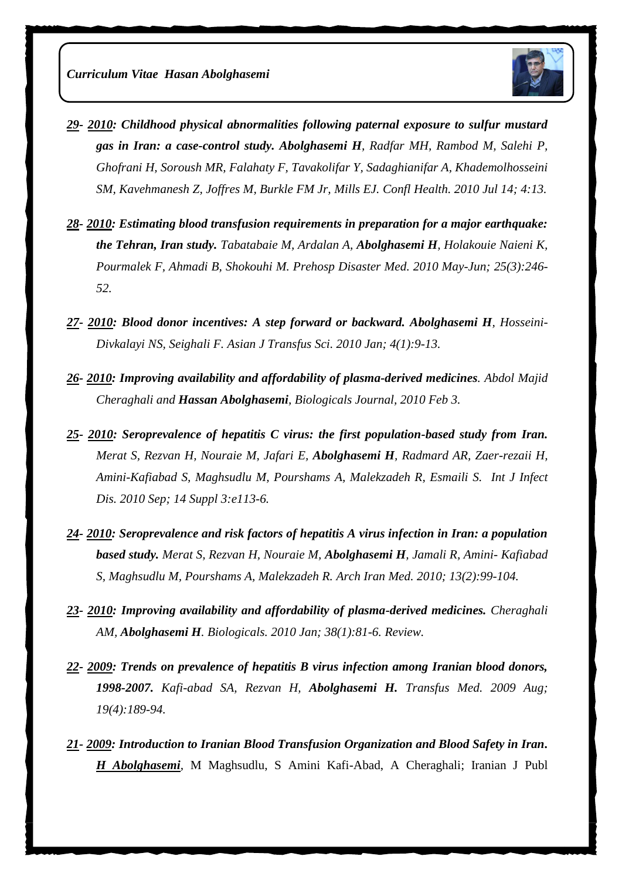***29- 2010: Childhood physical abnormalities following paternal exposure to sulfur mustard gas in Iran: a case-control study. Abolghasemi H**, Radfar MH, Rambod M, Salehi P, Ghofrani H, Soroush MR, Falahaty F, Tavakolifar Y, Sadaghianifar A, Khademolhosseini SM, Kavehmanesh Z, Joffres M, Burkle FM Jr, Mills EJ. Confl Health. 2010 Jul 14; 4:13.*

***28- 2010: Estimating blood transfusion requirements in preparation for a major earthquake: the Tehran, Iran study.** Tabatabaie M, Ardalan A, **Abolghasemi H**, Holakouie Naieni K, Pourmalek F, Ahmadi B, Shokouhi M. Prehosp Disaster Med. 2010 May-Jun; 25(3):246-52.*

***27- 2010: Blood donor incentives: A step forward or backward. Abolghasemi H**, Hosseini-Divkalayi NS, Seighali F. Asian J Transfus Sci. 2010 Jan; 4(1):9-13.*

***26- 2010: Improving availability and affordability of plasma-derived medicines**. Abdol Majid Cheraghali and **Hassan Abolghasemi**, Biologicals Journal, 2010 Feb 3.*

***25- 2010: Seroprevalence of hepatitis C virus: the first population-based study from Iran.** Merat S, Rezvan H, Nouraie M, Jafari E, **Abolghasemi H**, Radmard AR, Zaer-rezaii H, Amini-Kafiabad S, Maghsudlu M, Pourshams A, Malekzadeh R, Esmaili S. Int J Infect Dis. 2010 Sep; 14 Suppl 3:e113-6.*

***24- 2010: Seroprevalence and risk factors of hepatitis A virus infection in Iran: a population based study.** Merat S, Rezvan H, Nouraie M, **Abolghasemi H**, Jamali R, Amini- Kafiabad S, Maghsudlu M, Pourshams A, Malekzadeh R. Arch Iran Med. 2010; 13(2):99-104.*

***23- 2010: Improving availability and affordability of plasma-derived medicines.** Cheraghali AM, **Abolghasemi H**. Biologicals. 2010 Jan; 38(1):81-6. Review.*

***22- 2009: Trends on prevalence of hepatitis B virus infection among Iranian blood donors, 1998-2007.** Kafi-abad SA, Rezvan H, **Abolghasemi H.** Transfus Med. 2009 Aug; 19(4):189-94.*

***21- 2009: Introduction to Iranian Blood Transfusion Organization and Blood Safety in Iran. H Abolghasemi**, M Maghsudlu, S Amini Kafi-Abad, A Cheraghali; Iranian J Publ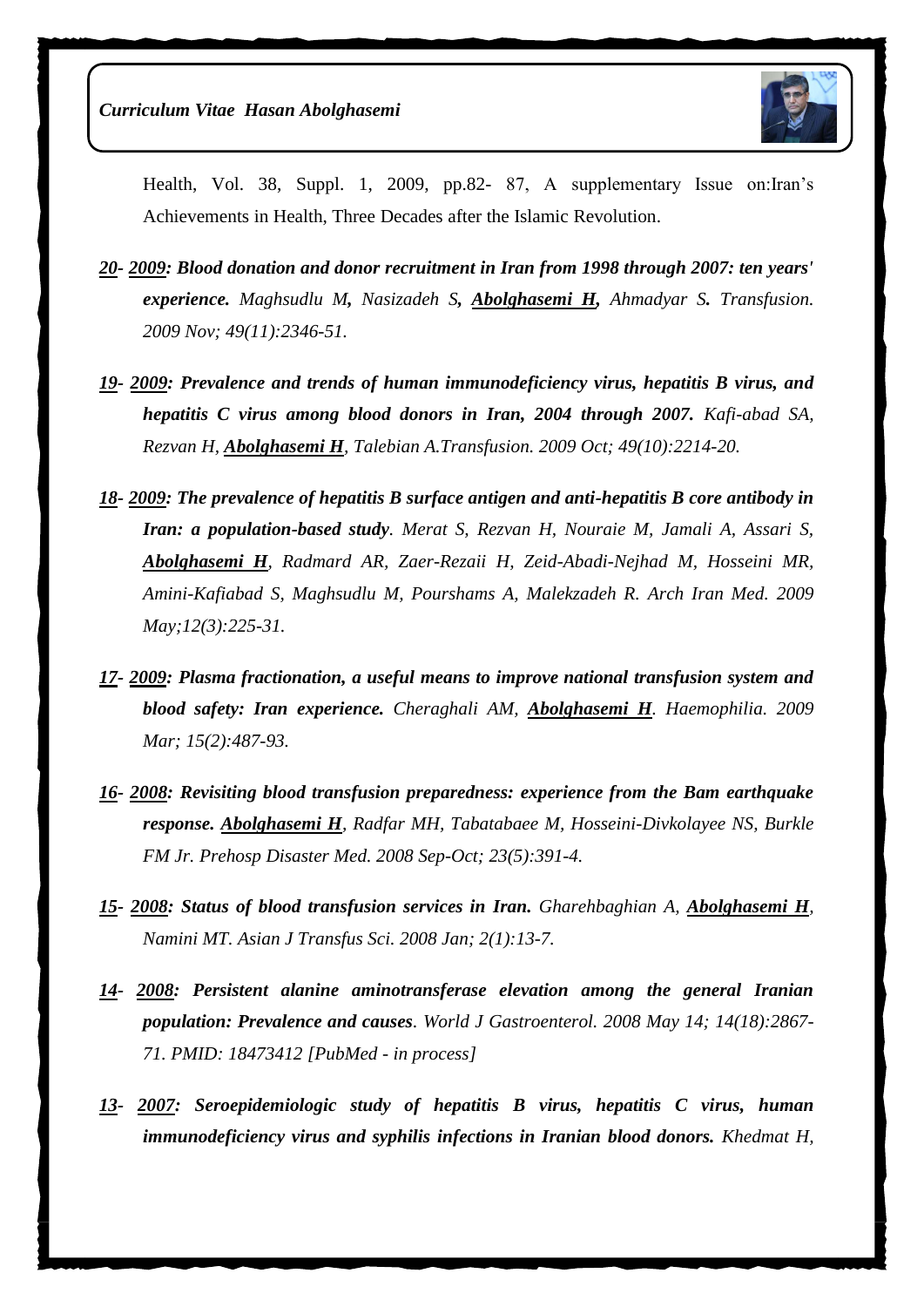Health, Vol. 38, Suppl. 1, 2009, pp.82- 87, A supplementary Issue on:Iran's Achievements in Health, Three Decades after the Islamic Revolution.

***20*- *2009*: Blood donation and donor recruitment in Iran from 1998 through 2007: ten years' experience.** *Maghsudlu M, Nasizadeh S, **Abolghasemi H**, Ahmadyar S. Transfusion. 2009 Nov; 49(11):2346-51.*

***19*- *2009*: Prevalence and trends of human immunodeficiency virus, hepatitis B virus, and hepatitis C virus among blood donors in Iran, 2004 through 2007.** *Kafi-abad SA, Rezvan H, **Abolghasemi H**, Talebian A.Transfusion. 2009 Oct; 49(10):2214-20.*

***18*- *2009*: The prevalence of hepatitis B surface antigen and anti-hepatitis B core antibody in Iran: a population-based study**. *Merat S, Rezvan H, Nouraie M, Jamali A, Assari S, **Abolghasemi H**, Radmard AR, Zaer-Rezaii H, Zeid-Abadi-Nejhad M, Hosseini MR, Amini-Kafiabad S, Maghsudlu M, Pourshams A, Malekzadeh R. Arch Iran Med. 2009 May;12(3):225-31.*

***17*- *2009*: Plasma fractionation, a useful means to improve national transfusion system and blood safety: Iran experience.** *Cheraghali AM, **Abolghasemi H**. Haemophilia. 2009 Mar; 15(2):487-93.*

***16*- *2008*: Revisiting blood transfusion preparedness: experience from the Bam earthquake response.** ***Abolghasemi H**, Radfar MH, Tabatabaee M, Hosseini-Divkolayee NS, Burkle FM Jr. Prehosp Disaster Med. 2008 Sep-Oct; 23(5):391-4.*

***15*- *2008*: Status of blood transfusion services in Iran.** *Gharehbaghian A, **Abolghasemi H**, Namini MT. Asian J Transfus Sci. 2008 Jan; 2(1):13-7.*

***14*- *2008*: Persistent alanine aminotransferase elevation among the general Iranian population: Prevalence and causes**. *World J Gastroenterol. 2008 May 14; 14(18):2867-71. PMID: 18473412 [PubMed - in process]*

***13*- *2007*: Seroepidemiologic study of hepatitis B virus, hepatitis C virus, human immunodeficiency virus and syphilis infections in Iranian blood donors.** *Khedmat H,*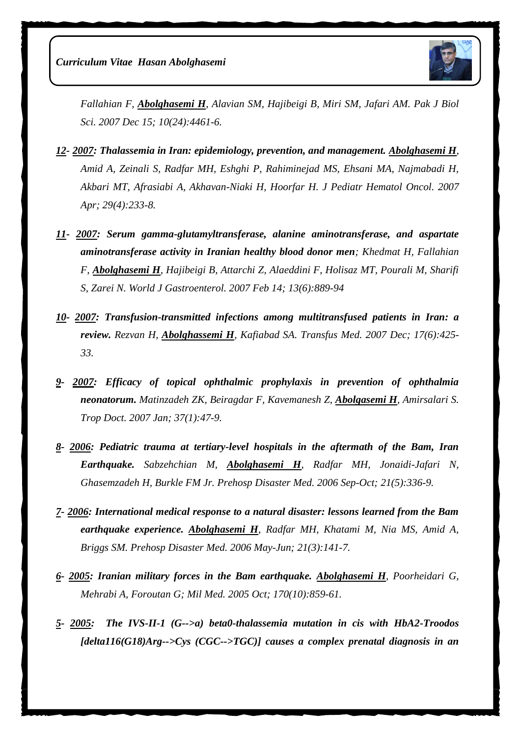*Fallahian F, **Abolghasemi H**, Alavian SM, Hajibeigi B, Miri SM, Jafari AM. Pak J Biol Sci. 2007 Dec 15; 10(24):4461-6.*

***12- 2007: Thalassemia in Iran: epidemiology, prevention, and management. Abolghasemi H**, Amid A, Zeinali S, Radfar MH, Eshghi P, Rahiminejad MS, Ehsani MA, Najmabadi H, Akbari MT, Afrasiabi A, Akhavan-Niaki H, Hoorfar H. J Pediatr Hematol Oncol. 2007 Apr; 29(4):233-8.*

***11- 2007: Serum gamma-glutamyltransferase, alanine aminotransferase, and aspartate aminotransferase activity in Iranian healthy blood donor men**; Khedmat H, Fallahian F, **Abolghasemi H**, Hajibeigi B, Attarchi Z, Alaeddini F, Holisaz MT, Pourali M, Sharifi S, Zarei N. World J Gastroenterol. 2007 Feb 14; 13(6):889-94*

***10- 2007: Transfusion-transmitted infections among multitransfused patients in Iran: a review.** Rezvan H, **Abolghassemi H**, Kafiabad SA. Transfus Med. 2007 Dec; 17(6):425-33.*

***9- 2007: Efficacy of topical ophthalmic prophylaxis in prevention of ophthalmia neonatorum.** Matinzadeh ZK, Beiragdar F, Kavemanesh Z, **Abolgasemi H**, Amirsalari S. Trop Doct. 2007 Jan; 37(1):47-9.*

***8- 2006: Pediatric trauma at tertiary-level hospitals in the aftermath of the Bam, Iran Earthquake.** Sabzehchian M, **Abolghasemi H**, Radfar MH, Jonaidi-Jafari N, Ghasemzadeh H, Burkle FM Jr. Prehosp Disaster Med. 2006 Sep-Oct; 21(5):336-9.*

***7- 2006: International medical response to a natural disaster: lessons learned from the Bam earthquake experience. Abolghasemi H**, Radfar MH, Khatami M, Nia MS, Amid A, Briggs SM. Prehosp Disaster Med. 2006 May-Jun; 21(3):141-7.*

***6- 2005: Iranian military forces in the Bam earthquake. Abolghasemi H**, Poorheidari G, Mehrabi A, Foroutan G; Mil Med. 2005 Oct; 170(10):859-61.*

***5- 2005: The IVS-II-1 (G-->a) beta0-thalassemia mutation in cis with HbA2-Troodos [delta116(G18)Arg-->Cys (CGC-->TGC)] causes a complex prenatal diagnosis in an***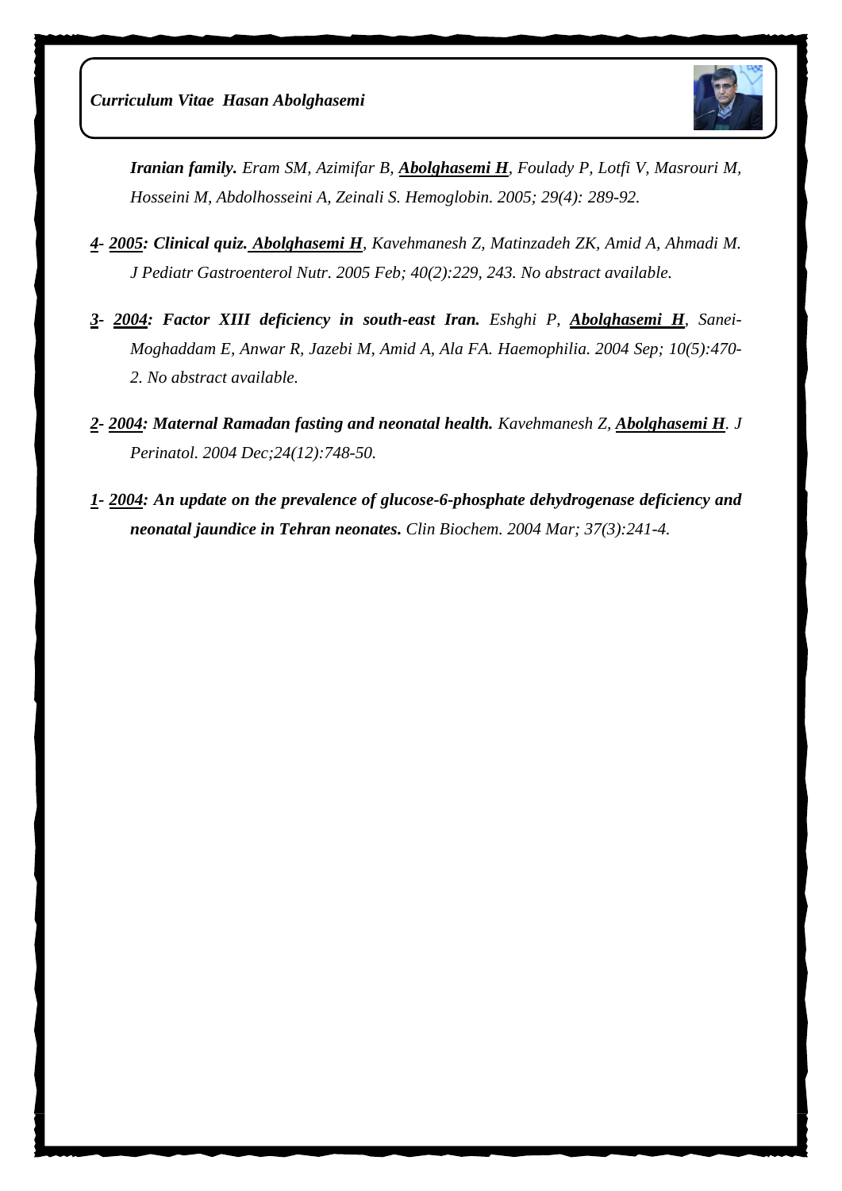***Iranian family.*** *Eram SM, Azimifar B, **Abolghasemi H**, Foulady P, Lotfi V, Masrouri M, Hosseini M, Abdolhosseini A, Zeinali S. Hemoglobin. 2005; 29(4): 289-92.*

*4- 2005:* ***Clinical quiz.*** ***Abolghasemi H****, Kavehmanesh Z, Matinzadeh ZK, Amid A, Ahmadi M. J Pediatr Gastroenterol Nutr. 2005 Feb; 40(2):229, 243. No abstract available.*

*3- 2004:* ***Factor XIII deficiency in south-east Iran.*** *Eshghi P, **Abolghasemi H**, Sanei-Moghaddam E, Anwar R, Jazebi M, Amid A, Ala FA. Haemophilia. 2004 Sep; 10(5):470-2. No abstract available.*

*2- 2004:* ***Maternal Ramadan fasting and neonatal health.*** *Kavehmanesh Z, **Abolghasemi H**. J Perinatol. 2004 Dec;24(12):748-50.*

*1- 2004:* ***An update on the prevalence of glucose-6-phosphate dehydrogenase deficiency and neonatal jaundice in Tehran neonates.*** *Clin Biochem. 2004 Mar; 37(3):241-4.*